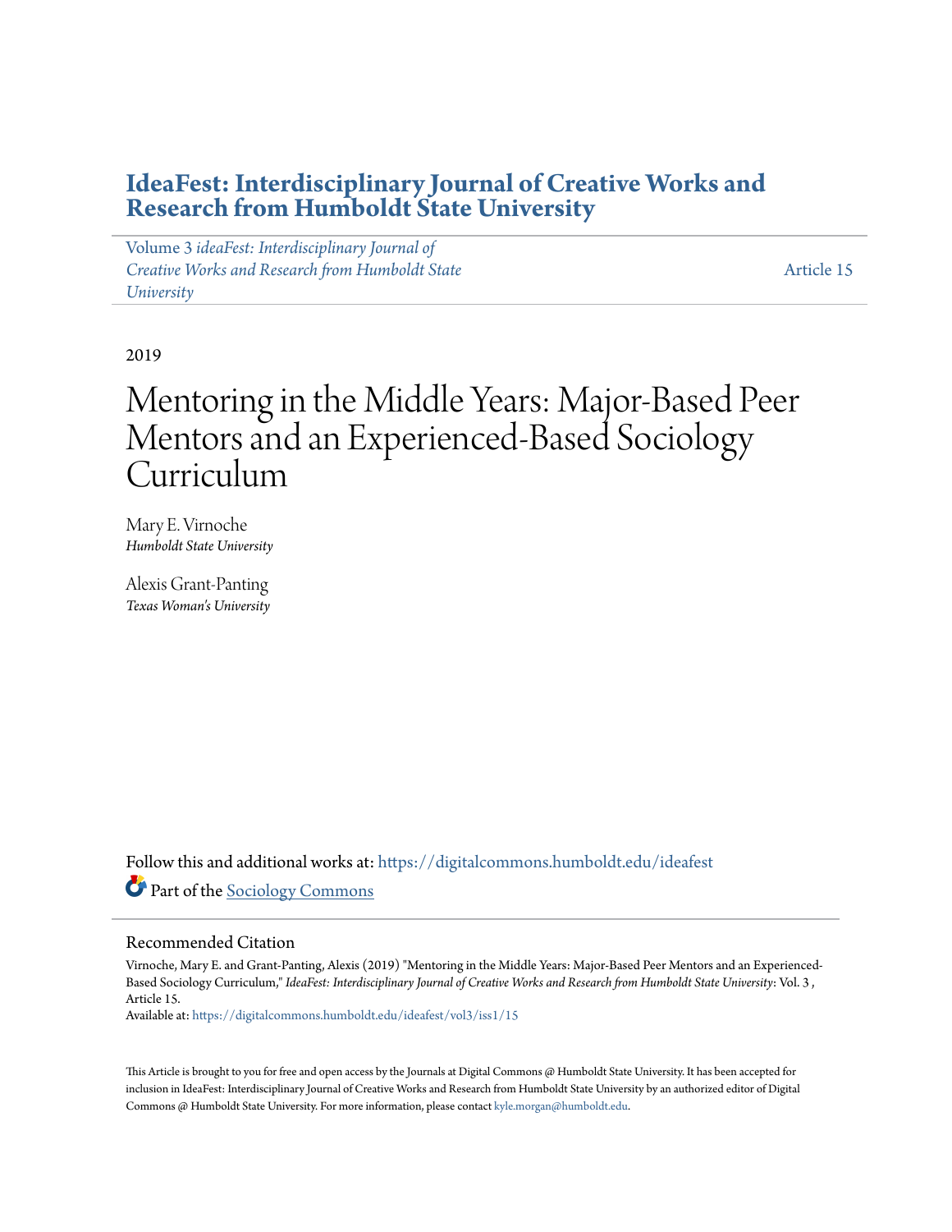# IdeaFest: Interdisciplinary Journal of Creative Works and Research from Humboldt State University

Volume 3 *ideaFest: Interdisciplinary Journal of Creative Works and Research from Humboldt State University* — Article 15

2019

# Mentoring in the Middle Years: Major-Based Peer Mentors and an Experienced-Based Sociology Curriculum

Mary E. Virnoche
*Humboldt State University*

Alexis Grant-Panting
*Texas Woman's University*

Follow this and additional works at: https://digitalcommons.humboldt.edu/ideafest

Part of the Sociology Commons

## Recommended Citation

Virnoche, Mary E. and Grant-Panting, Alexis (2019) "Mentoring in the Middle Years: Major-Based Peer Mentors and an Experienced-Based Sociology Curriculum," *IdeaFest: Interdisciplinary Journal of Creative Works and Research from Humboldt State University*: Vol. 3 , Article 15.
Available at: https://digitalcommons.humboldt.edu/ideafest/vol3/iss1/15

This Article is brought to you for free and open access by the Journals at Digital Commons @ Humboldt State University. It has been accepted for inclusion in IdeaFest: Interdisciplinary Journal of Creative Works and Research from Humboldt State University by an authorized editor of Digital Commons @ Humboldt State University. For more information, please contact kyle.morgan@humboldt.edu.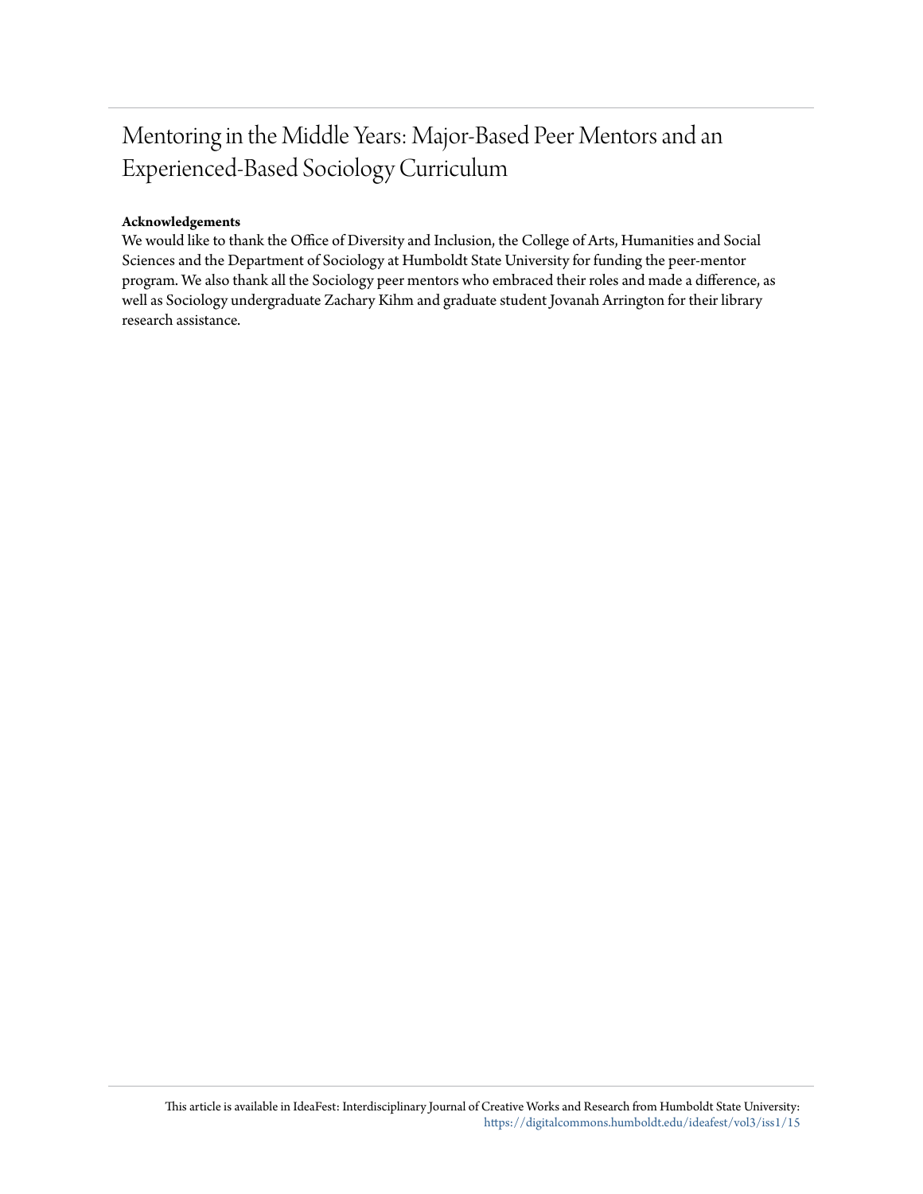# Mentoring in the Middle Years: Major-Based Peer Mentors and an Experienced-Based Sociology Curriculum

**Acknowledgements**

We would like to thank the Office of Diversity and Inclusion, the College of Arts, Humanities and Social Sciences and the Department of Sociology at Humboldt State University for funding the peer-mentor program. We also thank all the Sociology peer mentors who embraced their roles and made a difference, as well as Sociology undergraduate Zachary Kihm and graduate student Jovanah Arrington for their library research assistance.

This article is available in IdeaFest: Interdisciplinary Journal of Creative Works and Research from Humboldt State University: https://digitalcommons.humboldt.edu/ideafest/vol3/iss1/15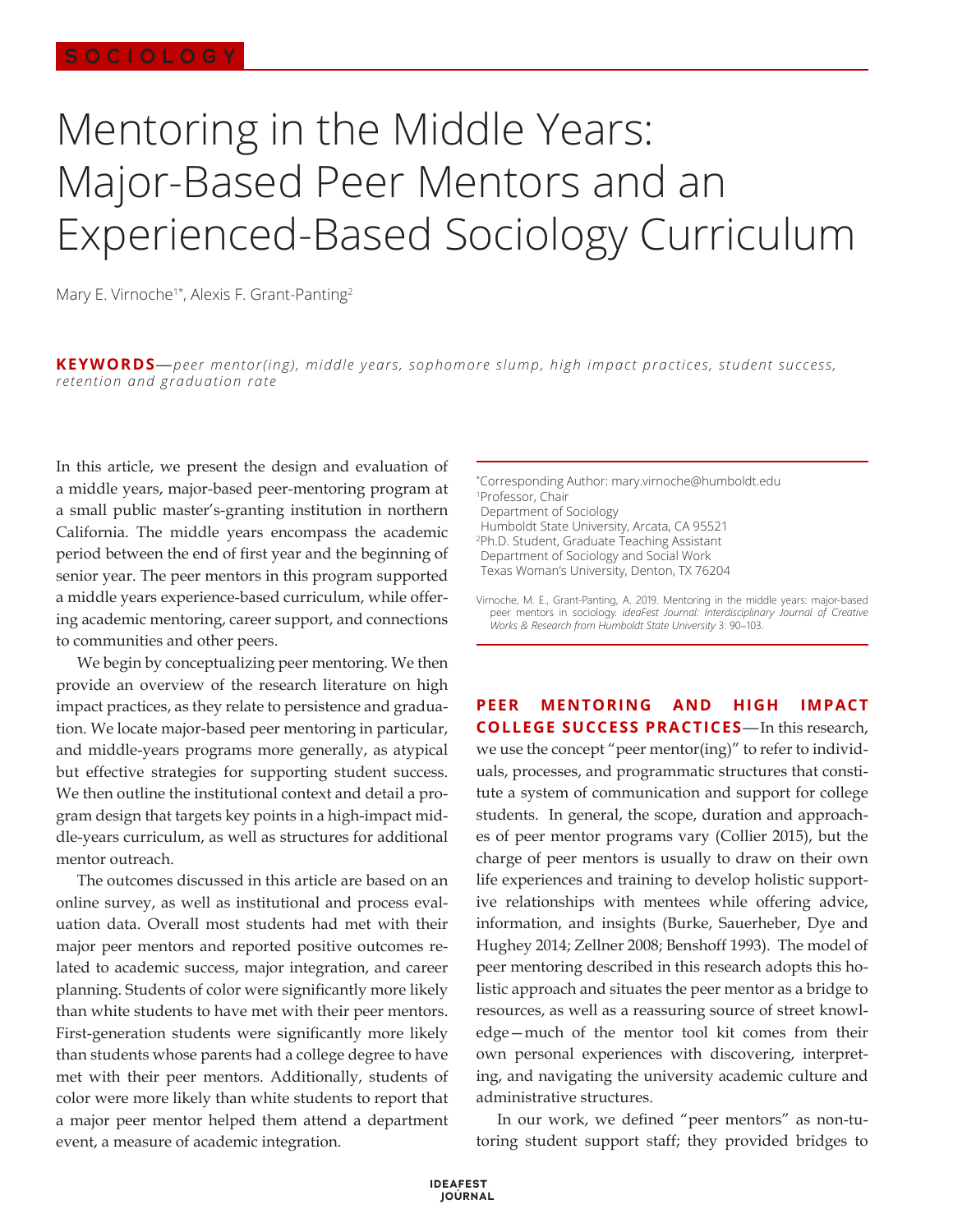SOCIOLOGY

# Mentoring in the Middle Years: Major-Based Peer Mentors and an Experienced-Based Sociology Curriculum

Mary E. Virnoche[1*], Alexis F. Grant-Panting[2]

**KEYWORDS**—*peer mentor(ing), middle years, sophomore slump, high impact practices, student success, retention and graduation rate*

In this article, we present the design and evaluation of a middle years, major-based peer-mentoring program at a small public master's-granting institution in northern California. The middle years encompass the academic period between the end of first year and the beginning of senior year. The peer mentors in this program supported a middle years experience-based curriculum, while offering academic mentoring, career support, and connections to communities and other peers.

We begin by conceptualizing peer mentoring. We then provide an overview of the research literature on high impact practices, as they relate to persistence and graduation. We locate major-based peer mentoring in particular, and middle-years programs more generally, as atypical but effective strategies for supporting student success. We then outline the institutional context and detail a program design that targets key points in a high-impact middle-years curriculum, as well as structures for additional mentor outreach.

The outcomes discussed in this article are based on an online survey, as well as institutional and process evaluation data. Overall most students had met with their major peer mentors and reported positive outcomes related to academic success, major integration, and career planning. Students of color were significantly more likely than white students to have met with their peer mentors. First-generation students were significantly more likely than students whose parents had a college degree to have met with their peer mentors. Additionally, students of color were more likely than white students to report that a major peer mentor helped them attend a department event, a measure of academic integration.

[*]Corresponding Author: mary.virnoche@humboldt.edu
[1]Professor, Chair
Department of Sociology
Humboldt State University, Arcata, CA 95521
[2]Ph.D. Student, Graduate Teaching Assistant
Department of Sociology and Social Work
Texas Woman's University, Denton, TX 76204

Virnoche, M. E., Grant-Panting, A. 2019. Mentoring in the middle years: major-based peer mentors in sociology. *ideaFest Journal: Interdisciplinary Journal of Creative Works & Research from Humboldt State University* 3: 90–103.

**PEER MENTORING AND HIGH IMPACT COLLEGE SUCCESS PRACTICES**—In this research, we use the concept "peer mentor(ing)" to refer to individuals, processes, and programmatic structures that constitute a system of communication and support for college students. In general, the scope, duration and approaches of peer mentor programs vary (Collier 2015), but the charge of peer mentors is usually to draw on their own life experiences and training to develop holistic supportive relationships with mentees while offering advice, information, and insights (Burke, Sauerheber, Dye and Hughey 2014; Zellner 2008; Benshoff 1993). The model of peer mentoring described in this research adopts this holistic approach and situates the peer mentor as a bridge to resources, as well as a reassuring source of street knowledge—much of the mentor tool kit comes from their own personal experiences with discovering, interpreting, and navigating the university academic culture and administrative structures.

In our work, we defined "peer mentors" as non-tutoring student support staff; they provided bridges to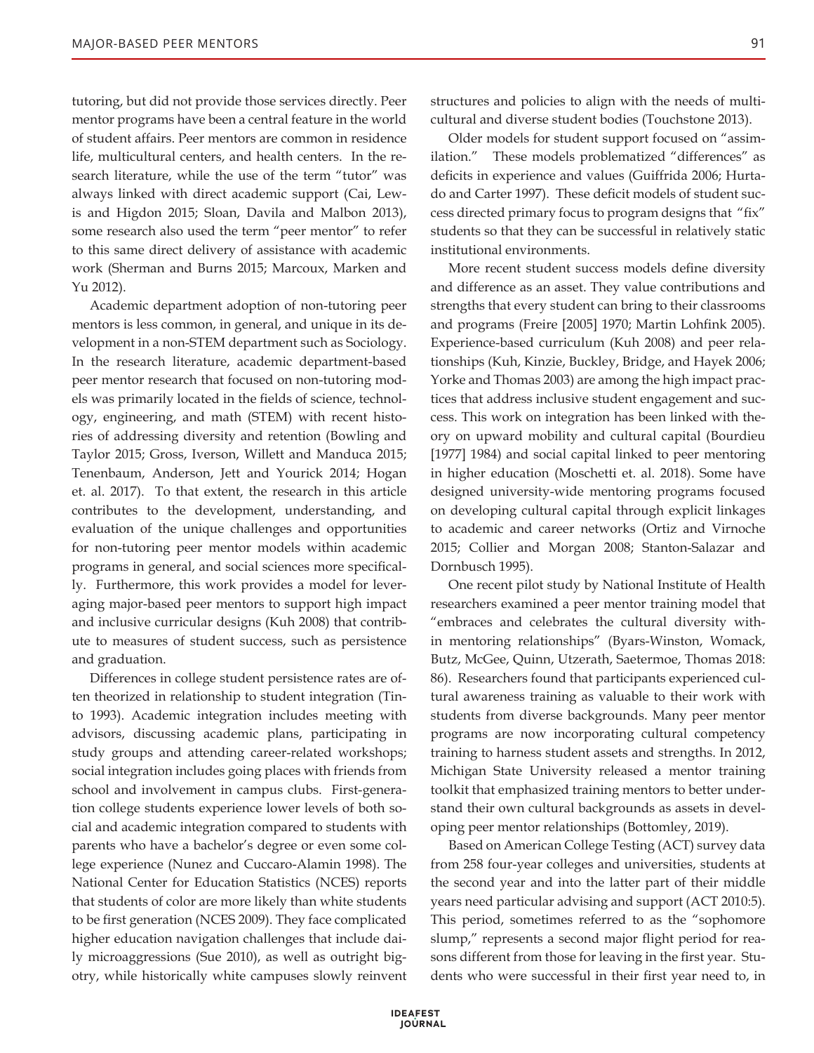tutoring, but did not provide those services directly. Peer mentor programs have been a central feature in the world of student affairs. Peer mentors are common in residence life, multicultural centers, and health centers. In the research literature, while the use of the term "tutor" was always linked with direct academic support (Cai, Lewis and Higdon 2015; Sloan, Davila and Malbon 2013), some research also used the term "peer mentor" to refer to this same direct delivery of assistance with academic work (Sherman and Burns 2015; Marcoux, Marken and Yu 2012).

Academic department adoption of non-tutoring peer mentors is less common, in general, and unique in its development in a non-STEM department such as Sociology. In the research literature, academic department-based peer mentor research that focused on non-tutoring models was primarily located in the fields of science, technology, engineering, and math (STEM) with recent histories of addressing diversity and retention (Bowling and Taylor 2015; Gross, Iverson, Willett and Manduca 2015; Tenenbaum, Anderson, Jett and Yourick 2014; Hogan et. al. 2017). To that extent, the research in this article contributes to the development, understanding, and evaluation of the unique challenges and opportunities for non-tutoring peer mentor models within academic programs in general, and social sciences more specifically. Furthermore, this work provides a model for leveraging major-based peer mentors to support high impact and inclusive curricular designs (Kuh 2008) that contribute to measures of student success, such as persistence and graduation.

Differences in college student persistence rates are often theorized in relationship to student integration (Tinto 1993). Academic integration includes meeting with advisors, discussing academic plans, participating in study groups and attending career-related workshops; social integration includes going places with friends from school and involvement in campus clubs. First-generation college students experience lower levels of both social and academic integration compared to students with parents who have a bachelor's degree or even some college experience (Nunez and Cuccaro-Alamin 1998). The National Center for Education Statistics (NCES) reports that students of color are more likely than white students to be first generation (NCES 2009). They face complicated higher education navigation challenges that include daily microaggressions (Sue 2010), as well as outright bigotry, while historically white campuses slowly reinvent structures and policies to align with the needs of multicultural and diverse student bodies (Touchstone 2013).

Older models for student support focused on "assimilation." These models problematized "differences" as deficits in experience and values (Guiffrida 2006; Hurtado and Carter 1997). These deficit models of student success directed primary focus to program designs that "fix" students so that they can be successful in relatively static institutional environments.

More recent student success models define diversity and difference as an asset. They value contributions and strengths that every student can bring to their classrooms and programs (Freire [2005] 1970; Martin Lohfink 2005). Experience-based curriculum (Kuh 2008) and peer relationships (Kuh, Kinzie, Buckley, Bridge, and Hayek 2006; Yorke and Thomas 2003) are among the high impact practices that address inclusive student engagement and success. This work on integration has been linked with theory on upward mobility and cultural capital (Bourdieu [1977] 1984) and social capital linked to peer mentoring in higher education (Moschetti et. al. 2018). Some have designed university-wide mentoring programs focused on developing cultural capital through explicit linkages to academic and career networks (Ortiz and Virnoche 2015; Collier and Morgan 2008; Stanton-Salazar and Dornbusch 1995).

One recent pilot study by National Institute of Health researchers examined a peer mentor training model that "embraces and celebrates the cultural diversity within mentoring relationships" (Byars-Winston, Womack, Butz, McGee, Quinn, Utzerath, Saetermoe, Thomas 2018: 86). Researchers found that participants experienced cultural awareness training as valuable to their work with students from diverse backgrounds. Many peer mentor programs are now incorporating cultural competency training to harness student assets and strengths. In 2012, Michigan State University released a mentor training toolkit that emphasized training mentors to better understand their own cultural backgrounds as assets in developing peer mentor relationships (Bottomley, 2019).

Based on American College Testing (ACT) survey data from 258 four-year colleges and universities, students at the second year and into the latter part of their middle years need particular advising and support (ACT 2010:5). This period, sometimes referred to as the "sophomore slump," represents a second major flight period for reasons different from those for leaving in the first year. Students who were successful in their first year need to, in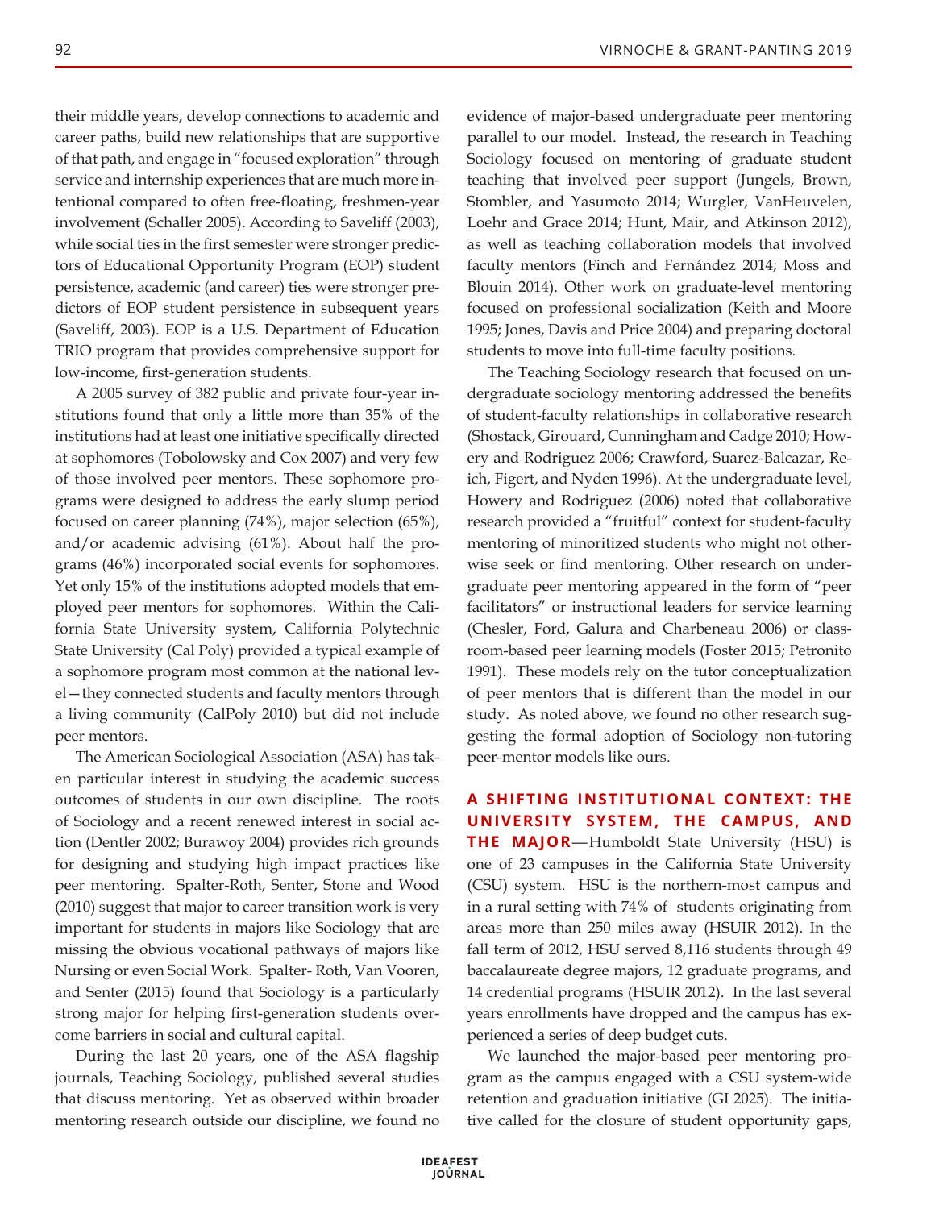their middle years, develop connections to academic and career paths, build new relationships that are supportive of that path, and engage in "focused exploration" through service and internship experiences that are much more intentional compared to often free-floating, freshmen-year involvement (Schaller 2005). According to Saveliff (2003), while social ties in the first semester were stronger predictors of Educational Opportunity Program (EOP) student persistence, academic (and career) ties were stronger predictors of EOP student persistence in subsequent years (Saveliff, 2003). EOP is a U.S. Department of Education TRIO program that provides comprehensive support for low-income, first-generation students.

A 2005 survey of 382 public and private four-year institutions found that only a little more than 35% of the institutions had at least one initiative specifically directed at sophomores (Tobolowsky and Cox 2007) and very few of those involved peer mentors. These sophomore programs were designed to address the early slump period focused on career planning (74%), major selection (65%), and/or academic advising (61%). About half the programs (46%) incorporated social events for sophomores. Yet only 15% of the institutions adopted models that employed peer mentors for sophomores. Within the California State University system, California Polytechnic State University (Cal Poly) provided a typical example of a sophomore program most common at the national level—they connected students and faculty mentors through a living community (CalPoly 2010) but did not include peer mentors.

The American Sociological Association (ASA) has taken particular interest in studying the academic success outcomes of students in our own discipline. The roots of Sociology and a recent renewed interest in social action (Dentler 2002; Burawoy 2004) provides rich grounds for designing and studying high impact practices like peer mentoring. Spalter-Roth, Senter, Stone and Wood (2010) suggest that major to career transition work is very important for students in majors like Sociology that are missing the obvious vocational pathways of majors like Nursing or even Social Work. Spalter- Roth, Van Vooren, and Senter (2015) found that Sociology is a particularly strong major for helping first-generation students overcome barriers in social and cultural capital.

During the last 20 years, one of the ASA flagship journals, Teaching Sociology, published several studies that discuss mentoring. Yet as observed within broader mentoring research outside our discipline, we found no evidence of major-based undergraduate peer mentoring parallel to our model. Instead, the research in Teaching Sociology focused on mentoring of graduate student teaching that involved peer support (Jungels, Brown, Stombler, and Yasumoto 2014; Wurgler, VanHeuvelen, Loehr and Grace 2014; Hunt, Mair, and Atkinson 2012), as well as teaching collaboration models that involved faculty mentors (Finch and Fernández 2014; Moss and Blouin 2014). Other work on graduate-level mentoring focused on professional socialization (Keith and Moore 1995; Jones, Davis and Price 2004) and preparing doctoral students to move into full-time faculty positions.

The Teaching Sociology research that focused on undergraduate sociology mentoring addressed the benefits of student-faculty relationships in collaborative research (Shostack, Girouard, Cunningham and Cadge 2010; Howery and Rodriguez 2006; Crawford, Suarez-Balcazar, Reich, Figert, and Nyden 1996). At the undergraduate level, Howery and Rodriguez (2006) noted that collaborative research provided a "fruitful" context for student-faculty mentoring of minoritized students who might not otherwise seek or find mentoring. Other research on undergraduate peer mentoring appeared in the form of "peer facilitators" or instructional leaders for service learning (Chesler, Ford, Galura and Charbeneau 2006) or classroom-based peer learning models (Foster 2015; Petronito 1991). These models rely on the tutor conceptualization of peer mentors that is different than the model in our study. As noted above, we found no other research suggesting the formal adoption of Sociology non-tutoring peer-mentor models like ours.

**A SHIFTING INSTITUTIONAL CONTEXT: THE UNIVERSITY SYSTEM, THE CAMPUS, AND THE MAJOR**—Humboldt State University (HSU) is one of 23 campuses in the California State University (CSU) system. HSU is the northern-most campus and in a rural setting with 74% of students originating from areas more than 250 miles away (HSUIR 2012). In the fall term of 2012, HSU served 8,116 students through 49 baccalaureate degree majors, 12 graduate programs, and 14 credential programs (HSUIR 2012). In the last several years enrollments have dropped and the campus has experienced a series of deep budget cuts.

We launched the major-based peer mentoring program as the campus engaged with a CSU system-wide retention and graduation initiative (GI 2025). The initiative called for the closure of student opportunity gaps,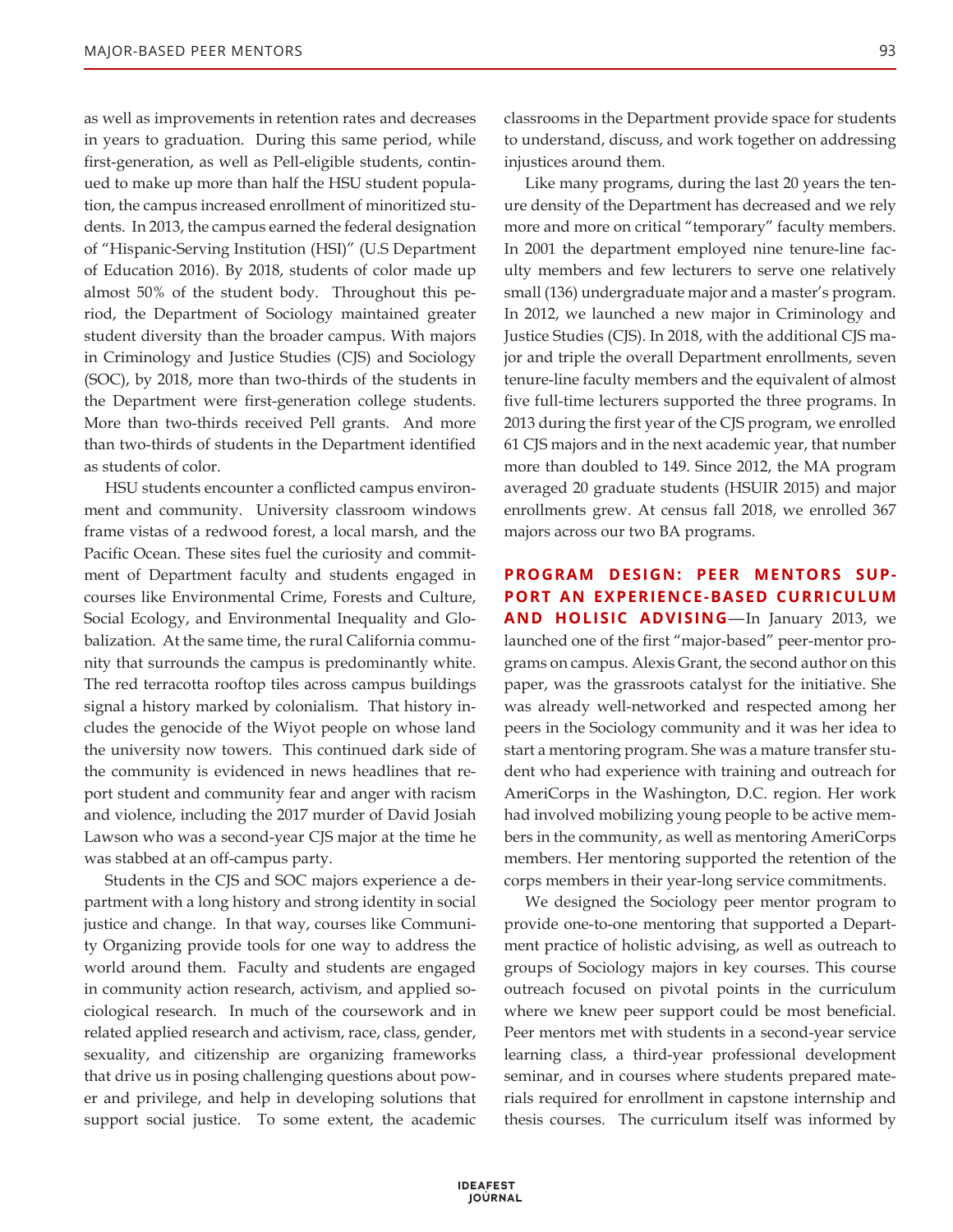as well as improvements in retention rates and decreases in years to graduation. During this same period, while first-generation, as well as Pell-eligible students, continued to make up more than half the HSU student population, the campus increased enrollment of minoritized students. In 2013, the campus earned the federal designation of "Hispanic-Serving Institution (HSI)" (U.S Department of Education 2016). By 2018, students of color made up almost 50% of the student body. Throughout this period, the Department of Sociology maintained greater student diversity than the broader campus. With majors in Criminology and Justice Studies (CJS) and Sociology (SOC), by 2018, more than two-thirds of the students in the Department were first-generation college students. More than two-thirds received Pell grants. And more than two-thirds of students in the Department identified as students of color.

HSU students encounter a conflicted campus environment and community. University classroom windows frame vistas of a redwood forest, a local marsh, and the Pacific Ocean. These sites fuel the curiosity and commitment of Department faculty and students engaged in courses like Environmental Crime, Forests and Culture, Social Ecology, and Environmental Inequality and Globalization. At the same time, the rural California community that surrounds the campus is predominantly white. The red terracotta rooftop tiles across campus buildings signal a history marked by colonialism. That history includes the genocide of the Wiyot people on whose land the university now towers. This continued dark side of the community is evidenced in news headlines that report student and community fear and anger with racism and violence, including the 2017 murder of David Josiah Lawson who was a second-year CJS major at the time he was stabbed at an off-campus party.

Students in the CJS and SOC majors experience a department with a long history and strong identity in social justice and change. In that way, courses like Community Organizing provide tools for one way to address the world around them. Faculty and students are engaged in community action research, activism, and applied sociological research. In much of the coursework and in related applied research and activism, race, class, gender, sexuality, and citizenship are organizing frameworks that drive us in posing challenging questions about power and privilege, and help in developing solutions that support social justice. To some extent, the academic classrooms in the Department provide space for students to understand, discuss, and work together on addressing injustices around them.

Like many programs, during the last 20 years the tenure density of the Department has decreased and we rely more and more on critical "temporary" faculty members. In 2001 the department employed nine tenure-line faculty members and few lecturers to serve one relatively small (136) undergraduate major and a master's program. In 2012, we launched a new major in Criminology and Justice Studies (CJS). In 2018, with the additional CJS major and triple the overall Department enrollments, seven tenure-line faculty members and the equivalent of almost five full-time lecturers supported the three programs. In 2013 during the first year of the CJS program, we enrolled 61 CJS majors and in the next academic year, that number more than doubled to 149. Since 2012, the MA program averaged 20 graduate students (HSUIR 2015) and major enrollments grew. At census fall 2018, we enrolled 367 majors across our two BA programs.

**PROGRAM DESIGN: PEER MENTORS SUPPORT AN EXPERIENCE-BASED CURRICULUM AND HOLISTIC ADVISING**—In January 2013, we launched one of the first "major-based" peer-mentor programs on campus. Alexis Grant, the second author on this paper, was the grassroots catalyst for the initiative. She was already well-networked and respected among her peers in the Sociology community and it was her idea to start a mentoring program. She was a mature transfer student who had experience with training and outreach for AmeriCorps in the Washington, D.C. region. Her work had involved mobilizing young people to be active members in the community, as well as mentoring AmeriCorps members. Her mentoring supported the retention of the corps members in their year-long service commitments.

We designed the Sociology peer mentor program to provide one-to-one mentoring that supported a Department practice of holistic advising, as well as outreach to groups of Sociology majors in key courses. This course outreach focused on pivotal points in the curriculum where we knew peer support could be most beneficial. Peer mentors met with students in a second-year service learning class, a third-year professional development seminar, and in courses where students prepared materials required for enrollment in capstone internship and thesis courses. The curriculum itself was informed by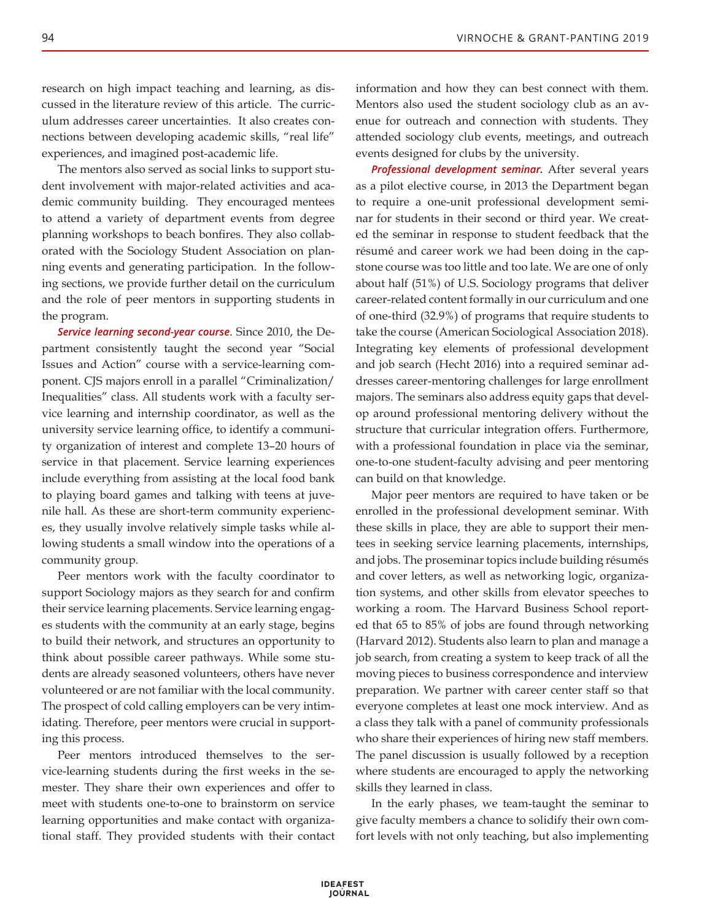research on high impact teaching and learning, as discussed in the literature review of this article. The curriculum addresses career uncertainties. It also creates connections between developing academic skills, "real life" experiences, and imagined post-academic life.

The mentors also served as social links to support student involvement with major-related activities and academic community building. They encouraged mentees to attend a variety of department events from degree planning workshops to beach bonfires. They also collaborated with the Sociology Student Association on planning events and generating participation. In the following sections, we provide further detail on the curriculum and the role of peer mentors in supporting students in the program.

***Service learning second-year course***. Since 2010, the Department consistently taught the second year "Social Issues and Action" course with a service-learning component. CJS majors enroll in a parallel "Criminalization/Inequalities" class. All students work with a faculty service learning and internship coordinator, as well as the university service learning office, to identify a community organization of interest and complete 13–20 hours of service in that placement. Service learning experiences include everything from assisting at the local food bank to playing board games and talking with teens at juvenile hall. As these are short-term community experiences, they usually involve relatively simple tasks while allowing students a small window into the operations of a community group.

Peer mentors work with the faculty coordinator to support Sociology majors as they search for and confirm their service learning placements. Service learning engages students with the community at an early stage, begins to build their network, and structures an opportunity to think about possible career pathways. While some students are already seasoned volunteers, others have never volunteered or are not familiar with the local community. The prospect of cold calling employers can be very intimidating. Therefore, peer mentors were crucial in supporting this process.

Peer mentors introduced themselves to the service-learning students during the first weeks in the semester. They share their own experiences and offer to meet with students one-to-one to brainstorm on service learning opportunities and make contact with organizational staff. They provided students with their contact information and how they can best connect with them. Mentors also used the student sociology club as an avenue for outreach and connection with students. They attended sociology club events, meetings, and outreach events designed for clubs by the university.

***Professional development seminar***. After several years as a pilot elective course, in 2013 the Department began to require a one-unit professional development seminar for students in their second or third year. We created the seminar in response to student feedback that the résumé and career work we had been doing in the capstone course was too little and too late. We are one of only about half (51%) of U.S. Sociology programs that deliver career-related content formally in our curriculum and one of one-third (32.9%) of programs that require students to take the course (American Sociological Association 2018). Integrating key elements of professional development and job search (Hecht 2016) into a required seminar addresses career-mentoring challenges for large enrollment majors. The seminars also address equity gaps that develop around professional mentoring delivery without the structure that curricular integration offers. Furthermore, with a professional foundation in place via the seminar, one-to-one student-faculty advising and peer mentoring can build on that knowledge.

Major peer mentors are required to have taken or be enrolled in the professional development seminar. With these skills in place, they are able to support their mentees in seeking service learning placements, internships, and jobs. The proseminar topics include building résumés and cover letters, as well as networking logic, organization systems, and other skills from elevator speeches to working a room. The Harvard Business School reported that 65 to 85% of jobs are found through networking (Harvard 2012). Students also learn to plan and manage a job search, from creating a system to keep track of all the moving pieces to business correspondence and interview preparation. We partner with career center staff so that everyone completes at least one mock interview. And as a class they talk with a panel of community professionals who share their experiences of hiring new staff members. The panel discussion is usually followed by a reception where students are encouraged to apply the networking skills they learned in class.

In the early phases, we team-taught the seminar to give faculty members a chance to solidify their own comfort levels with not only teaching, but also implementing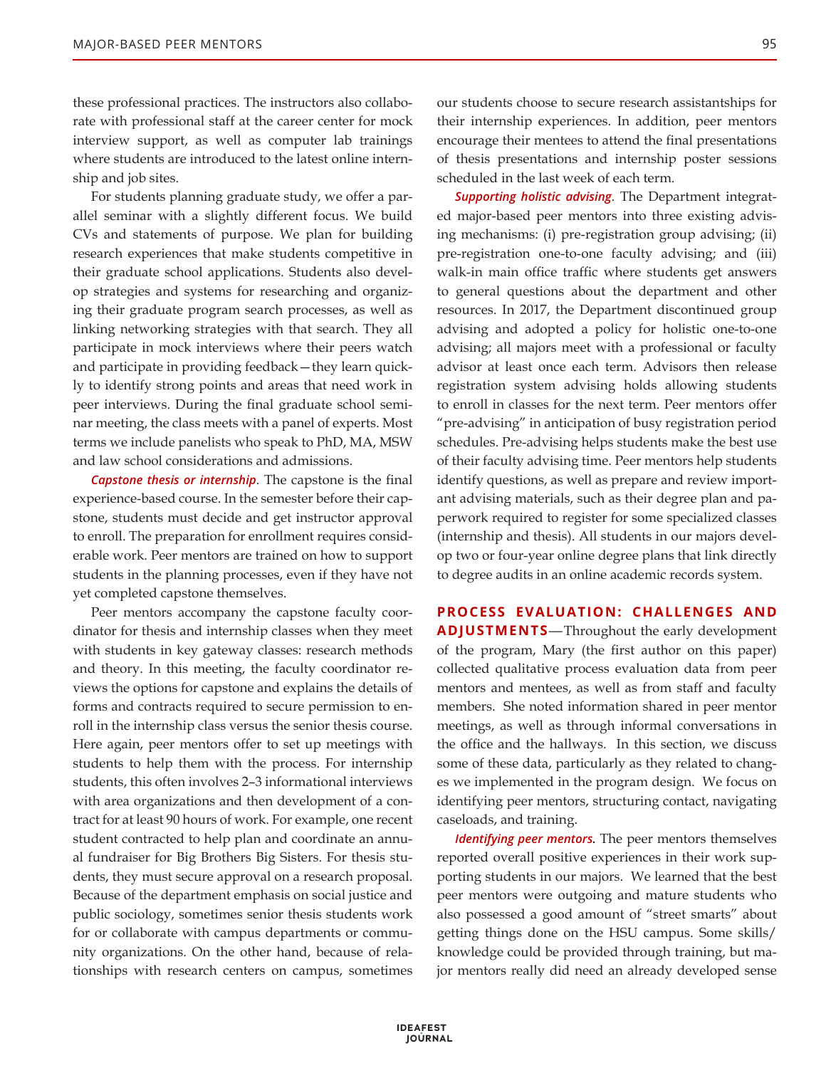these professional practices. The instructors also collaborate with professional staff at the career center for mock interview support, as well as computer lab trainings where students are introduced to the latest online internship and job sites.

For students planning graduate study, we offer a parallel seminar with a slightly different focus. We build CVs and statements of purpose. We plan for building research experiences that make students competitive in their graduate school applications. Students also develop strategies and systems for researching and organizing their graduate program search processes, as well as linking networking strategies with that search. They all participate in mock interviews where their peers watch and participate in providing feedback—they learn quickly to identify strong points and areas that need work in peer interviews. During the final graduate school seminar meeting, the class meets with a panel of experts. Most terms we include panelists who speak to PhD, MA, MSW and law school considerations and admissions.

***Capstone thesis or internship***. The capstone is the final experience-based course. In the semester before their capstone, students must decide and get instructor approval to enroll. The preparation for enrollment requires considerable work. Peer mentors are trained on how to support students in the planning processes, even if they have not yet completed capstone themselves.

Peer mentors accompany the capstone faculty coordinator for thesis and internship classes when they meet with students in key gateway classes: research methods and theory. In this meeting, the faculty coordinator reviews the options for capstone and explains the details of forms and contracts required to secure permission to enroll in the internship class versus the senior thesis course. Here again, peer mentors offer to set up meetings with students to help them with the process. For internship students, this often involves 2–3 informational interviews with area organizations and then development of a contract for at least 90 hours of work. For example, one recent student contracted to help plan and coordinate an annual fundraiser for Big Brothers Big Sisters. For thesis students, they must secure approval on a research proposal. Because of the department emphasis on social justice and public sociology, sometimes senior thesis students work for or collaborate with campus departments or community organizations. On the other hand, because of relationships with research centers on campus, sometimes our students choose to secure research assistantships for their internship experiences. In addition, peer mentors encourage their mentees to attend the final presentations of thesis presentations and internship poster sessions scheduled in the last week of each term.

***Supporting holistic advising***. The Department integrated major-based peer mentors into three existing advising mechanisms: (i) pre-registration group advising; (ii) pre-registration one-to-one faculty advising; and (iii) walk-in main office traffic where students get answers to general questions about the department and other resources. In 2017, the Department discontinued group advising and adopted a policy for holistic one-to-one advising; all majors meet with a professional or faculty advisor at least once each term. Advisors then release registration system advising holds allowing students to enroll in classes for the next term. Peer mentors offer "pre-advising" in anticipation of busy registration period schedules. Pre-advising helps students make the best use of their faculty advising time. Peer mentors help students identify questions, as well as prepare and review important advising materials, such as their degree plan and paperwork required to register for some specialized classes (internship and thesis). All students in our majors develop two or four-year online degree plans that link directly to degree audits in an online academic records system.

**PROCESS EVALUATION: CHALLENGES AND ADJUSTMENTS**—Throughout the early development of the program, Mary (the first author on this paper) collected qualitative process evaluation data from peer mentors and mentees, as well as from staff and faculty members. She noted information shared in peer mentor meetings, as well as through informal conversations in the office and the hallways. In this section, we discuss some of these data, particularly as they related to changes we implemented in the program design. We focus on identifying peer mentors, structuring contact, navigating caseloads, and training.

***Identifying peer mentors.*** The peer mentors themselves reported overall positive experiences in their work supporting students in our majors. We learned that the best peer mentors were outgoing and mature students who also possessed a good amount of "street smarts" about getting things done on the HSU campus. Some skills/knowledge could be provided through training, but major mentors really did need an already developed sense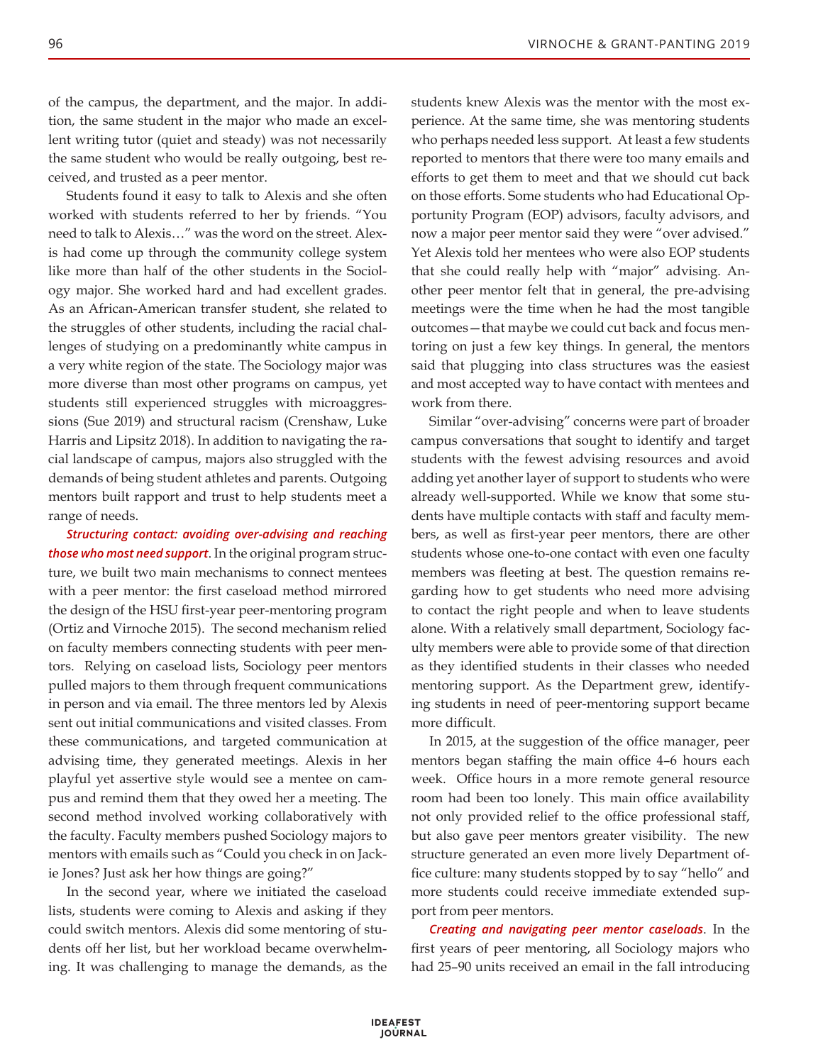of the campus, the department, and the major. In addition, the same student in the major who made an excellent writing tutor (quiet and steady) was not necessarily the same student who would be really outgoing, best received, and trusted as a peer mentor.

Students found it easy to talk to Alexis and she often worked with students referred to her by friends. "You need to talk to Alexis…" was the word on the street. Alexis had come up through the community college system like more than half of the other students in the Sociology major. She worked hard and had excellent grades. As an African-American transfer student, she related to the struggles of other students, including the racial challenges of studying on a predominantly white campus in a very white region of the state. The Sociology major was more diverse than most other programs on campus, yet students still experienced struggles with microaggressions (Sue 2019) and structural racism (Crenshaw, Luke Harris and Lipsitz 2018). In addition to navigating the racial landscape of campus, majors also struggled with the demands of being student athletes and parents. Outgoing mentors built rapport and trust to help students meet a range of needs.

***Structuring contact: avoiding over-advising and reaching those who most need support***. In the original program structure, we built two main mechanisms to connect mentees with a peer mentor: the first caseload method mirrored the design of the HSU first-year peer-mentoring program (Ortiz and Virnoche 2015). The second mechanism relied on faculty members connecting students with peer mentors. Relying on caseload lists, Sociology peer mentors pulled majors to them through frequent communications in person and via email. The three mentors led by Alexis sent out initial communications and visited classes. From these communications, and targeted communication at advising time, they generated meetings. Alexis in her playful yet assertive style would see a mentee on campus and remind them that they owed her a meeting. The second method involved working collaboratively with the faculty. Faculty members pushed Sociology majors to mentors with emails such as "Could you check in on Jackie Jones? Just ask her how things are going?"

In the second year, where we initiated the caseload lists, students were coming to Alexis and asking if they could switch mentors. Alexis did some mentoring of students off her list, but her workload became overwhelming. It was challenging to manage the demands, as the students knew Alexis was the mentor with the most experience. At the same time, she was mentoring students who perhaps needed less support. At least a few students reported to mentors that there were too many emails and efforts to get them to meet and that we should cut back on those efforts. Some students who had Educational Opportunity Program (EOP) advisors, faculty advisors, and now a major peer mentor said they were "over advised." Yet Alexis told her mentees who were also EOP students that she could really help with "major" advising. Another peer mentor felt that in general, the pre-advising meetings were the time when he had the most tangible outcomes—that maybe we could cut back and focus mentoring on just a few key things. In general, the mentors said that plugging into class structures was the easiest and most accepted way to have contact with mentees and work from there.

Similar "over-advising" concerns were part of broader campus conversations that sought to identify and target students with the fewest advising resources and avoid adding yet another layer of support to students who were already well-supported. While we know that some students have multiple contacts with staff and faculty members, as well as first-year peer mentors, there are other students whose one-to-one contact with even one faculty members was fleeting at best. The question remains regarding how to get students who need more advising to contact the right people and when to leave students alone. With a relatively small department, Sociology faculty members were able to provide some of that direction as they identified students in their classes who needed mentoring support. As the Department grew, identifying students in need of peer-mentoring support became more difficult.

In 2015, at the suggestion of the office manager, peer mentors began staffing the main office 4–6 hours each week. Office hours in a more remote general resource room had been too lonely. This main office availability not only provided relief to the office professional staff, but also gave peer mentors greater visibility. The new structure generated an even more lively Department office culture: many students stopped by to say "hello" and more students could receive immediate extended support from peer mentors.

***Creating and navigating peer mentor caseloads***. In the first years of peer mentoring, all Sociology majors who had 25–90 units received an email in the fall introducing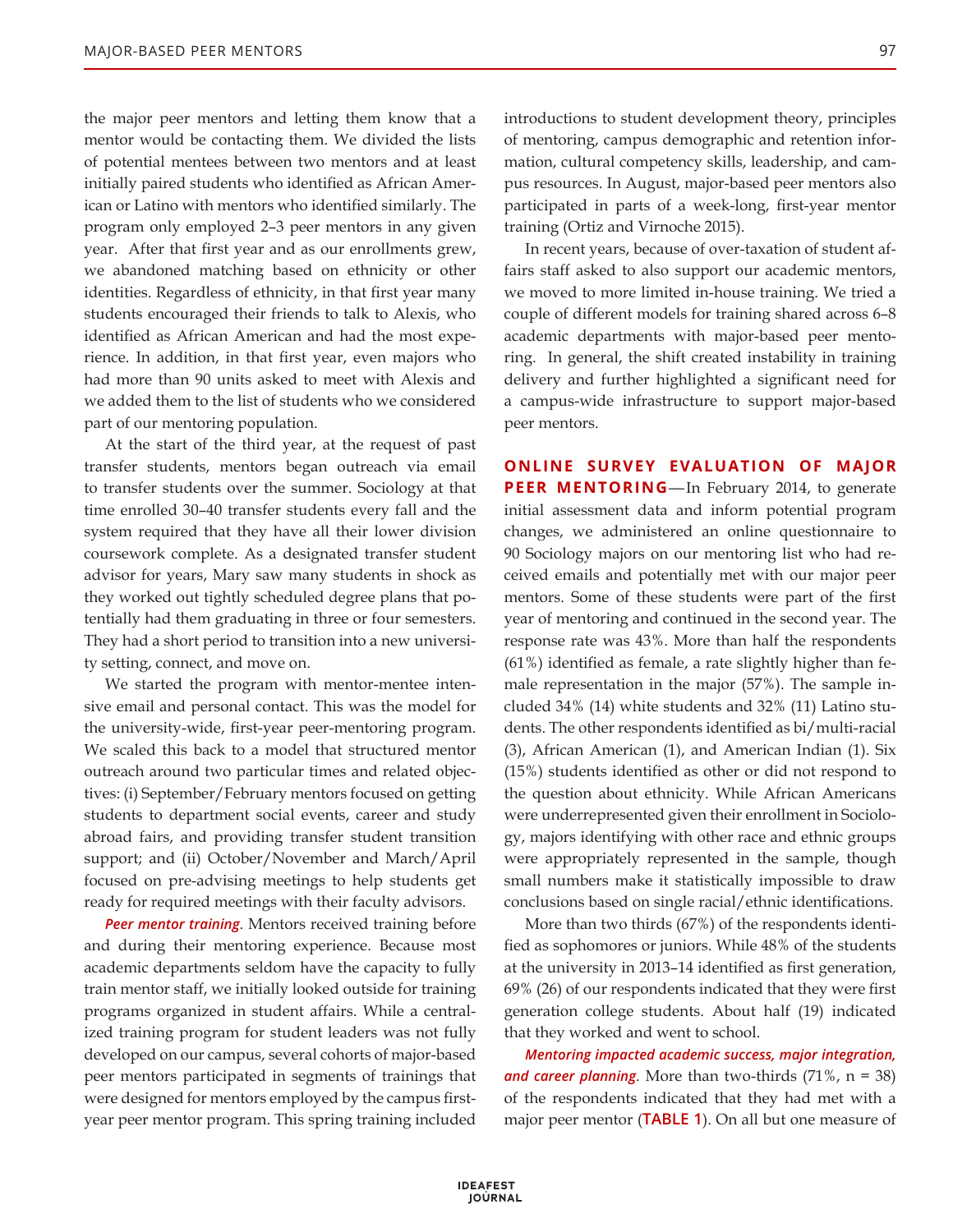the major peer mentors and letting them know that a mentor would be contacting them. We divided the lists of potential mentees between two mentors and at least initially paired students who identified as African American or Latino with mentors who identified similarly. The program only employed 2–3 peer mentors in any given year. After that first year and as our enrollments grew, we abandoned matching based on ethnicity or other identities. Regardless of ethnicity, in that first year many students encouraged their friends to talk to Alexis, who identified as African American and had the most experience. In addition, in that first year, even majors who had more than 90 units asked to meet with Alexis and we added them to the list of students who we considered part of our mentoring population.

At the start of the third year, at the request of past transfer students, mentors began outreach via email to transfer students over the summer. Sociology at that time enrolled 30–40 transfer students every fall and the system required that they have all their lower division coursework complete. As a designated transfer student advisor for years, Mary saw many students in shock as they worked out tightly scheduled degree plans that potentially had them graduating in three or four semesters. They had a short period to transition into a new university setting, connect, and move on.

We started the program with mentor-mentee intensive email and personal contact. This was the model for the university-wide, first-year peer-mentoring program. We scaled this back to a model that structured mentor outreach around two particular times and related objectives: (i) September/February mentors focused on getting students to department social events, career and study abroad fairs, and providing transfer student transition support; and (ii) October/November and March/April focused on pre-advising meetings to help students get ready for required meetings with their faculty advisors.

***Peer mentor training***. Mentors received training before and during their mentoring experience. Because most academic departments seldom have the capacity to fully train mentor staff, we initially looked outside for training programs organized in student affairs. While a centralized training program for student leaders was not fully developed on our campus, several cohorts of major-based peer mentors participated in segments of trainings that were designed for mentors employed by the campus first-year peer mentor program. This spring training included introductions to student development theory, principles of mentoring, campus demographic and retention information, cultural competency skills, leadership, and campus resources. In August, major-based peer mentors also participated in parts of a week-long, first-year mentor training (Ortiz and Virnoche 2015).

In recent years, because of over-taxation of student affairs staff asked to also support our academic mentors, we moved to more limited in-house training. We tried a couple of different models for training shared across 6–8 academic departments with major-based peer mentoring. In general, the shift created instability in training delivery and further highlighted a significant need for a campus-wide infrastructure to support major-based peer mentors.

**ONLINE SURVEY EVALUATION OF MAJOR PEER MENTORING**—In February 2014, to generate initial assessment data and inform potential program changes, we administered an online questionnaire to 90 Sociology majors on our mentoring list who had received emails and potentially met with our major peer mentors. Some of these students were part of the first year of mentoring and continued in the second year. The response rate was 43%. More than half the respondents (61%) identified as female, a rate slightly higher than female representation in the major (57%). The sample included 34% (14) white students and 32% (11) Latino students. The other respondents identified as bi/multi-racial (3), African American (1), and American Indian (1). Six (15%) students identified as other or did not respond to the question about ethnicity. While African Americans were underrepresented given their enrollment in Sociology, majors identifying with other race and ethnic groups were appropriately represented in the sample, though small numbers make it statistically impossible to draw conclusions based on single racial/ethnic identifications.

More than two thirds (67%) of the respondents identified as sophomores or juniors. While 48% of the students at the university in 2013–14 identified as first generation, 69% (26) of our respondents indicated that they were first generation college students. About half (19) indicated that they worked and went to school.

***Mentoring impacted academic success, major integration, and career planning***. More than two-thirds (71%, n = 38) of the respondents indicated that they had met with a major peer mentor (**TABLE 1**). On all but one measure of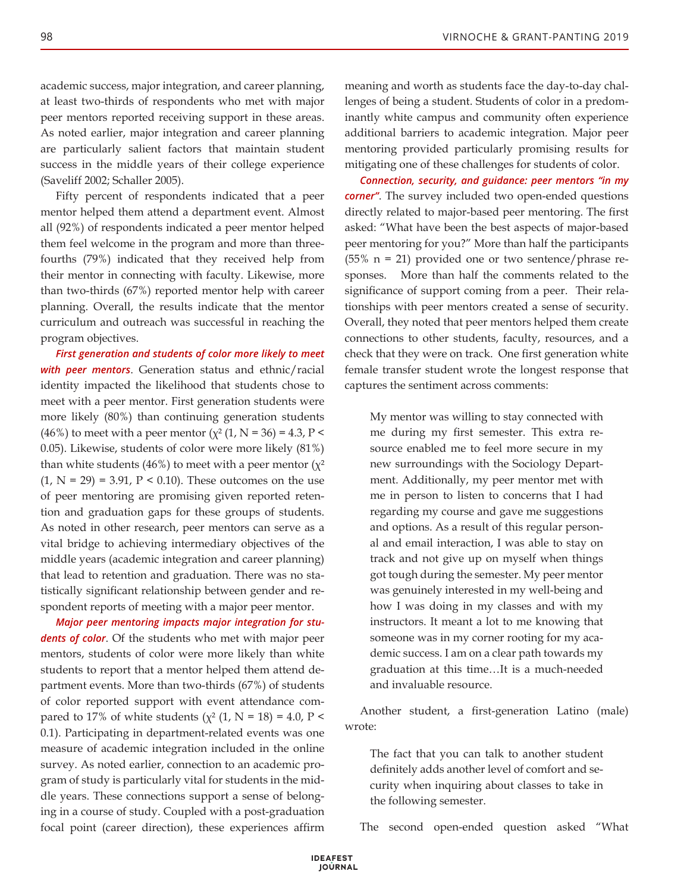academic success, major integration, and career planning, at least two-thirds of respondents who met with major peer mentors reported receiving support in these areas. As noted earlier, major integration and career planning are particularly salient factors that maintain student success in the middle years of their college experience (Saveliff 2002; Schaller 2005).

Fifty percent of respondents indicated that a peer mentor helped them attend a department event. Almost all (92%) of respondents indicated a peer mentor helped them feel welcome in the program and more than three-fourths (79%) indicated that they received help from their mentor in connecting with faculty. Likewise, more than two-thirds (67%) reported mentor help with career planning. Overall, the results indicate that the mentor curriculum and outreach was successful in reaching the program objectives.

***First generation and students of color more likely to meet with peer mentors***. Generation status and ethnic/racial identity impacted the likelihood that students chose to meet with a peer mentor. First generation students were more likely (80%) than continuing generation students (46%) to meet with a peer mentor ($\chi^2$ (1, N = 36) = 4.3, P < 0.05). Likewise, students of color were more likely (81%) than white students (46%) to meet with a peer mentor ($\chi^2$ (1, N = 29) = 3.91, P < 0.10). These outcomes on the use of peer mentoring are promising given reported retention and graduation gaps for these groups of students. As noted in other research, peer mentors can serve as a vital bridge to achieving intermediary objectives of the middle years (academic integration and career planning) that lead to retention and graduation. There was no statistically significant relationship between gender and respondent reports of meeting with a major peer mentor.

***Major peer mentoring impacts major integration for students of color***. Of the students who met with major peer mentors, students of color were more likely than white students to report that a mentor helped them attend department events. More than two-thirds (67%) of students of color reported support with event attendance compared to 17% of white students ($\chi^2$ (1, N = 18) = 4.0, P < 0.1). Participating in department-related events was one measure of academic integration included in the online survey. As noted earlier, connection to an academic program of study is particularly vital for students in the middle years. These connections support a sense of belonging in a course of study. Coupled with a post-graduation focal point (career direction), these experiences affirm meaning and worth as students face the day-to-day challenges of being a student. Students of color in a predominantly white campus and community often experience additional barriers to academic integration. Major peer mentoring provided particularly promising results for mitigating one of these challenges for students of color.

***Connection, security, and guidance: peer mentors "in my corner"***. The survey included two open-ended questions directly related to major-based peer mentoring. The first asked: "What have been the best aspects of major-based peer mentoring for you?" More than half the participants (55% n = 21) provided one or two sentence/phrase responses. More than half the comments related to the significance of support coming from a peer. Their relationships with peer mentors created a sense of security. Overall, they noted that peer mentors helped them create connections to other students, faculty, resources, and a check that they were on track. One first generation white female transfer student wrote the longest response that captures the sentiment across comments:

> My mentor was willing to stay connected with me during my first semester. This extra resource enabled me to feel more secure in my new surroundings with the Sociology Department. Additionally, my peer mentor met with me in person to listen to concerns that I had regarding my course and gave me suggestions and options. As a result of this regular personal and email interaction, I was able to stay on track and not give up on myself when things got tough during the semester. My peer mentor was genuinely interested in my well-being and how I was doing in my classes and with my instructors. It meant a lot to me knowing that someone was in my corner rooting for my academic success. I am on a clear path towards my graduation at this time…It is a much-needed and invaluable resource.

Another student, a first-generation Latino (male) wrote:

> The fact that you can talk to another student definitely adds another level of comfort and security when inquiring about classes to take in the following semester.

The second open-ended question asked "What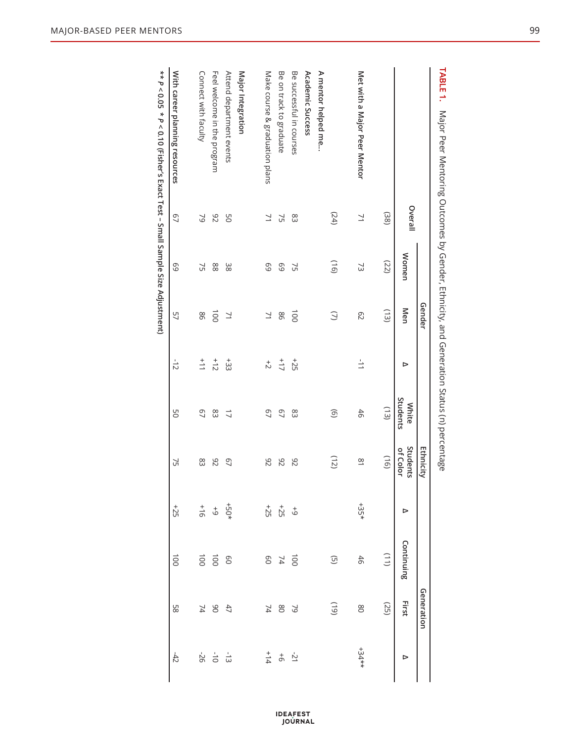**TABLE 1.** Major Peer Mentoring Outcomes by Gender, Ethnicity, and Generation Status (n) percentage

| | Overall | Gender | | | Ethnicity | | | Generation | | |
|---|---|---|---|---|---|---|---|---|---|---|
| | | Women | Men | Δ | White Students | Students of Color | Δ | Continuing | First | Δ |
| | (38) | (22) | (13) | | (13) | (16) | | (11) | (25) | |
| **Met with a Major Peer Mentor** | 71 | 73 | 62 | -11 | 46 | 81 | +35* | 46 | 80 | +34** |
| | (24) | (16) | (7) | | (6) | (12) | | (5) | (19) | |
| **A mentor helped me…** | | | | | | | | | | |
| **Academic Success** | | | | | | | | | | |
| Be successful in courses | 83 | 75 | 100 | +25 | 83 | 92 | +9 | 100 | 79 | -21 |
| Be on track to graduate | 75 | 69 | 86 | +17 | 67 | 92 | +25 | 74 | 80 | +6 |
| Make course & graduation plans | 71 | 69 | 71 | +2 | 67 | 92 | +25 | 60 | 74 | +14 |
| **Major Integration** | | | | | | | | | | |
| Attend department events | 50 | 38 | 71 | +33 | 17 | 67 | +50* | 60 | 47 | -13 |
| Feel welcome in the program | 92 | 88 | 100 | +12 | 83 | 92 | +9 | 100 | 90 | -10 |
| Connect with faculty | 79 | 75 | 86 | +11 | 67 | 83 | +16 | 100 | 74 | -26 |
| **With career planning resources** | 67 | 69 | 57 | -12 | 50 | 75 | +25 | 100 | 58 | -42 |

** $p < 0.05$ * $p < 0.10$ (Fisher's Exact Test – Small Sample Size Adjustment)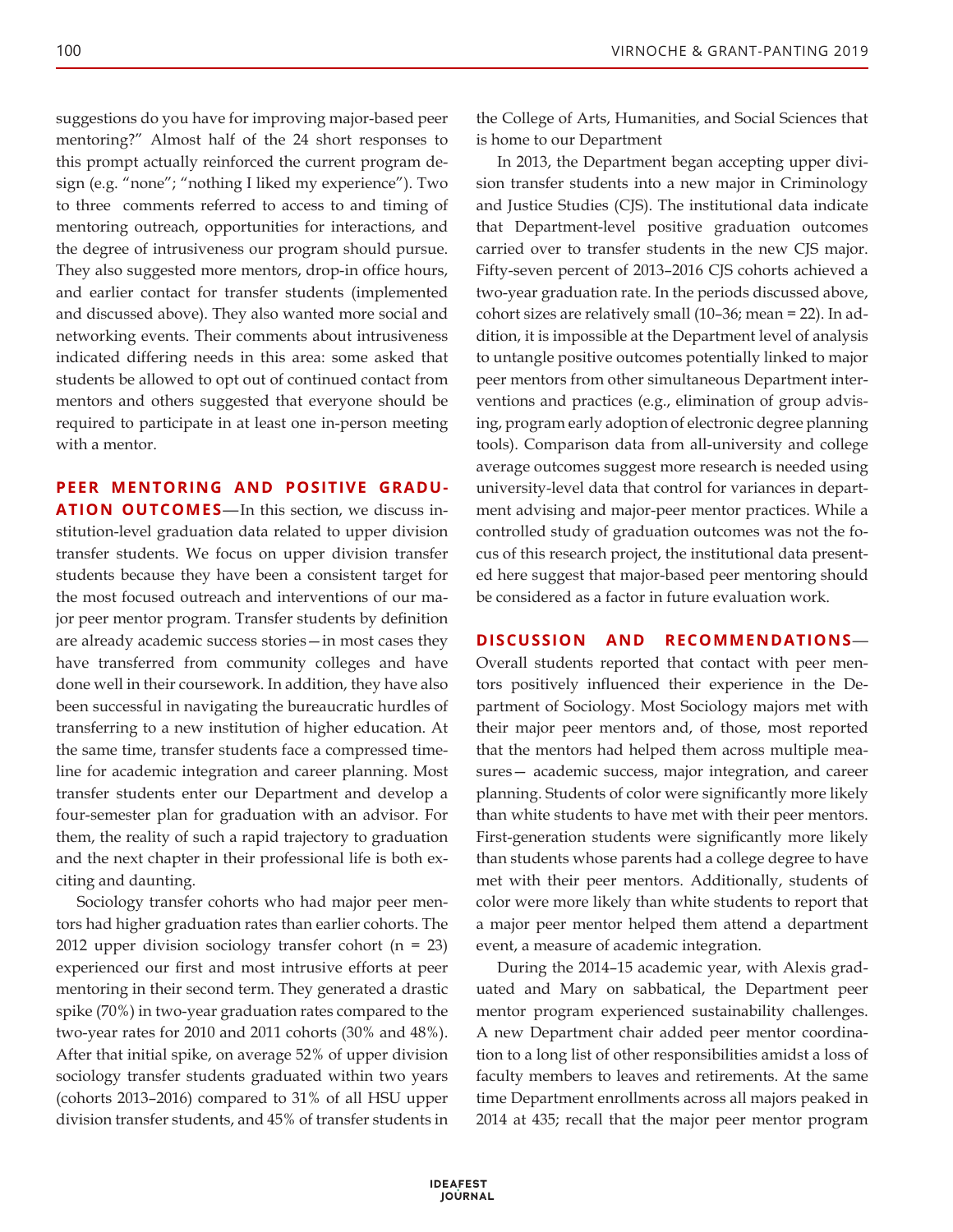suggestions do you have for improving major-based peer mentoring?" Almost half of the 24 short responses to this prompt actually reinforced the current program design (e.g. "none"; "nothing I liked my experience"). Two to three comments referred to access to and timing of mentoring outreach, opportunities for interactions, and the degree of intrusiveness our program should pursue. They also suggested more mentors, drop-in office hours, and earlier contact for transfer students (implemented and discussed above). They also wanted more social and networking events. Their comments about intrusiveness indicated differing needs in this area: some asked that students be allowed to opt out of continued contact from mentors and others suggested that everyone should be required to participate in at least one in-person meeting with a mentor.

**PEER MENTORING AND POSITIVE GRADUATION OUTCOMES**—In this section, we discuss institution-level graduation data related to upper division transfer students. We focus on upper division transfer students because they have been a consistent target for the most focused outreach and interventions of our major peer mentor program. Transfer students by definition are already academic success stories—in most cases they have transferred from community colleges and have done well in their coursework. In addition, they have also been successful in navigating the bureaucratic hurdles of transferring to a new institution of higher education. At the same time, transfer students face a compressed timeline for academic integration and career planning. Most transfer students enter our Department and develop a four-semester plan for graduation with an advisor. For them, the reality of such a rapid trajectory to graduation and the next chapter in their professional life is both exciting and daunting.

Sociology transfer cohorts who had major peer mentors had higher graduation rates than earlier cohorts. The 2012 upper division sociology transfer cohort (n = 23) experienced our first and most intrusive efforts at peer mentoring in their second term. They generated a drastic spike (70%) in two-year graduation rates compared to the two-year rates for 2010 and 2011 cohorts (30% and 48%). After that initial spike, on average 52% of upper division sociology transfer students graduated within two years (cohorts 2013–2016) compared to 31% of all HSU upper division transfer students, and 45% of transfer students in the College of Arts, Humanities, and Social Sciences that is home to our Department

In 2013, the Department began accepting upper division transfer students into a new major in Criminology and Justice Studies (CJS). The institutional data indicate that Department-level positive graduation outcomes carried over to transfer students in the new CJS major. Fifty-seven percent of 2013–2016 CJS cohorts achieved a two-year graduation rate. In the periods discussed above, cohort sizes are relatively small (10–36; mean = 22). In addition, it is impossible at the Department level of analysis to untangle positive outcomes potentially linked to major peer mentors from other simultaneous Department interventions and practices (e.g., elimination of group advising, program early adoption of electronic degree planning tools). Comparison data from all-university and college average outcomes suggest more research is needed using university-level data that control for variances in department advising and major-peer mentor practices. While a controlled study of graduation outcomes was not the focus of this research project, the institutional data presented here suggest that major-based peer mentoring should be considered as a factor in future evaluation work.

**DISCUSSION AND RECOMMENDATIONS**—Overall students reported that contact with peer mentors positively influenced their experience in the Department of Sociology. Most Sociology majors met with their major peer mentors and, of those, most reported that the mentors had helped them across multiple measures— academic success, major integration, and career planning. Students of color were significantly more likely than white students to have met with their peer mentors. First-generation students were significantly more likely than students whose parents had a college degree to have met with their peer mentors. Additionally, students of color were more likely than white students to report that a major peer mentor helped them attend a department event, a measure of academic integration.

During the 2014–15 academic year, with Alexis graduated and Mary on sabbatical, the Department peer mentor program experienced sustainability challenges. A new Department chair added peer mentor coordination to a long list of other responsibilities amidst a loss of faculty members to leaves and retirements. At the same time Department enrollments across all majors peaked in 2014 at 435; recall that the major peer mentor program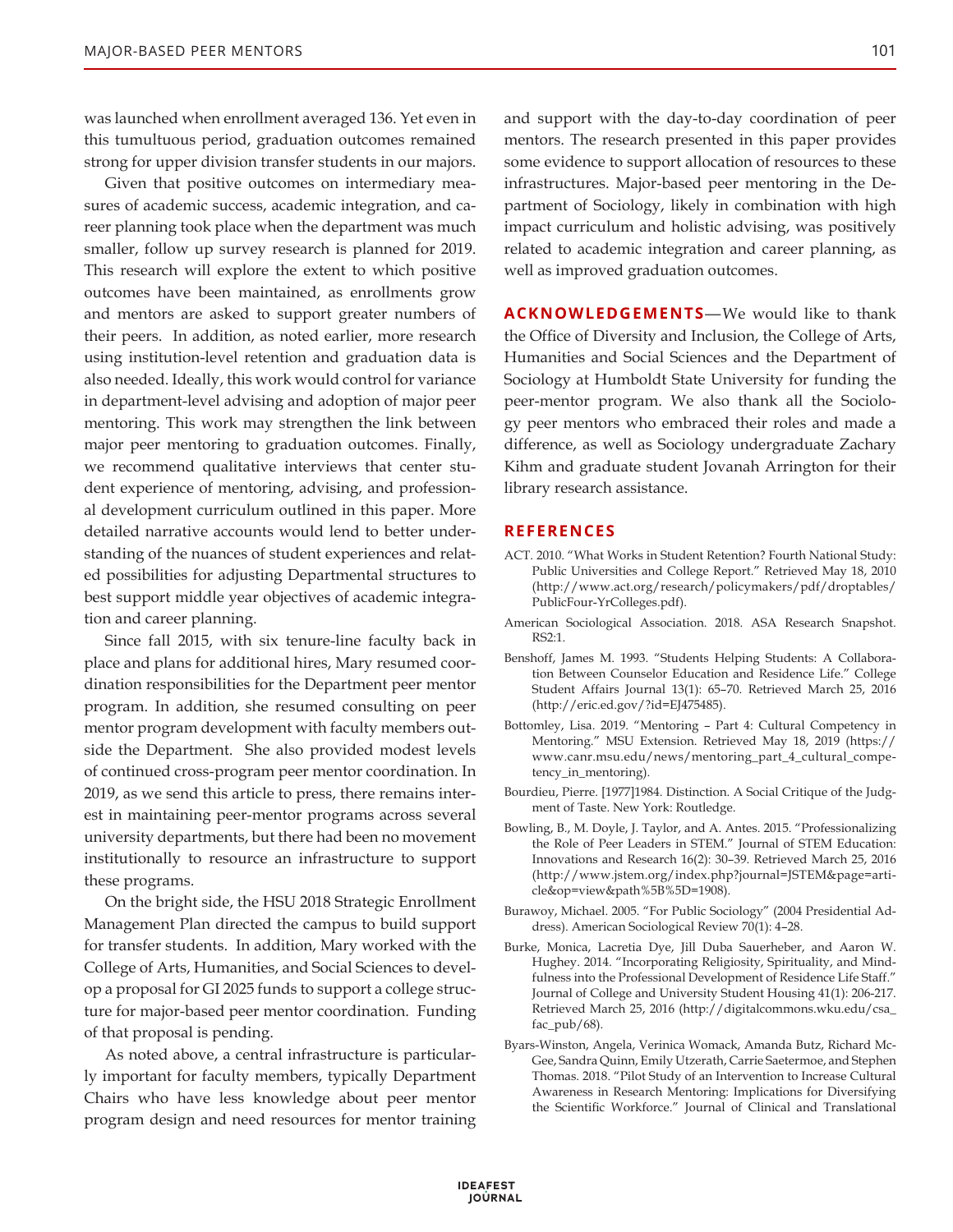was launched when enrollment averaged 136. Yet even in this tumultuous period, graduation outcomes remained strong for upper division transfer students in our majors.

Given that positive outcomes on intermediary measures of academic success, academic integration, and career planning took place when the department was much smaller, follow up survey research is planned for 2019. This research will explore the extent to which positive outcomes have been maintained, as enrollments grow and mentors are asked to support greater numbers of their peers. In addition, as noted earlier, more research using institution-level retention and graduation data is also needed. Ideally, this work would control for variance in department-level advising and adoption of major peer mentoring. This work may strengthen the link between major peer mentoring to graduation outcomes. Finally, we recommend qualitative interviews that center student experience of mentoring, advising, and professional development curriculum outlined in this paper. More detailed narrative accounts would lend to better understanding of the nuances of student experiences and related possibilities for adjusting Departmental structures to best support middle year objectives of academic integration and career planning.

Since fall 2015, with six tenure-line faculty back in place and plans for additional hires, Mary resumed coordination responsibilities for the Department peer mentor program. In addition, she resumed consulting on peer mentor program development with faculty members outside the Department. She also provided modest levels of continued cross-program peer mentor coordination. In 2019, as we send this article to press, there remains interest in maintaining peer-mentor programs across several university departments, but there had been no movement institutionally to resource an infrastructure to support these programs.

On the bright side, the HSU 2018 Strategic Enrollment Management Plan directed the campus to build support for transfer students. In addition, Mary worked with the College of Arts, Humanities, and Social Sciences to develop a proposal for GI 2025 funds to support a college structure for major-based peer mentor coordination. Funding of that proposal is pending.

As noted above, a central infrastructure is particularly important for faculty members, typically Department Chairs who have less knowledge about peer mentor program design and need resources for mentor training and support with the day-to-day coordination of peer mentors. The research presented in this paper provides some evidence to support allocation of resources to these infrastructures. Major-based peer mentoring in the Department of Sociology, likely in combination with high impact curriculum and holistic advising, was positively related to academic integration and career planning, as well as improved graduation outcomes.

**ACKNOWLEDGEMENTS**—We would like to thank the Office of Diversity and Inclusion, the College of Arts, Humanities and Social Sciences and the Department of Sociology at Humboldt State University for funding the peer-mentor program. We also thank all the Sociology peer mentors who embraced their roles and made a difference, as well as Sociology undergraduate Zachary Kihm and graduate student Jovanah Arrington for their library research assistance.

## REFERENCES

ACT. 2010. "What Works in Student Retention? Fourth National Study: Public Universities and College Report." Retrieved May 18, 2010 (http://www.act.org/research/policymakers/pdf/droptables/PublicFour-YrColleges.pdf).

American Sociological Association. 2018. ASA Research Snapshot. RS2:1.

Benshoff, James M. 1993. "Students Helping Students: A Collaboration Between Counselor Education and Residence Life." College Student Affairs Journal 13(1): 65–70. Retrieved March 25, 2016 (http://eric.ed.gov/?id=EJ475485).

Bottomley, Lisa. 2019. "Mentoring – Part 4: Cultural Competency in Mentoring." MSU Extension. Retrieved May 18, 2019 (https://www.canr.msu.edu/news/mentoring_part_4_cultural_competency_in_mentoring).

Bourdieu, Pierre. [1977]1984. Distinction. A Social Critique of the Judgment of Taste. New York: Routledge.

Bowling, B., M. Doyle, J. Taylor, and A. Antes. 2015. "Professionalizing the Role of Peer Leaders in STEM." Journal of STEM Education: Innovations and Research 16(2): 30–39. Retrieved March 25, 2016 (http://www.jstem.org/index.php?journal=JSTEM&page=article&op=view&path%5B%5D=1908).

Burawoy, Michael. 2005. "For Public Sociology" (2004 Presidential Address). American Sociological Review 70(1): 4–28.

Burke, Monica, Lacretia Dye, Jill Duba Sauerheber, and Aaron W. Hughey. 2014. "Incorporating Religiosity, Spirituality, and Mindfulness into the Professional Development of Residence Life Staff." Journal of College and University Student Housing 41(1): 206-217. Retrieved March 25, 2016 (http://digitalcommons.wku.edu/csa_fac_pub/68).

Byars-Winston, Angela, Verinica Womack, Amanda Butz, Richard McGee, Sandra Quinn, Emily Utzerath, Carrie Saetermoe, and Stephen Thomas. 2018. "Pilot Study of an Intervention to Increase Cultural Awareness in Research Mentoring: Implications for Diversifying the Scientific Workforce." Journal of Clinical and Translational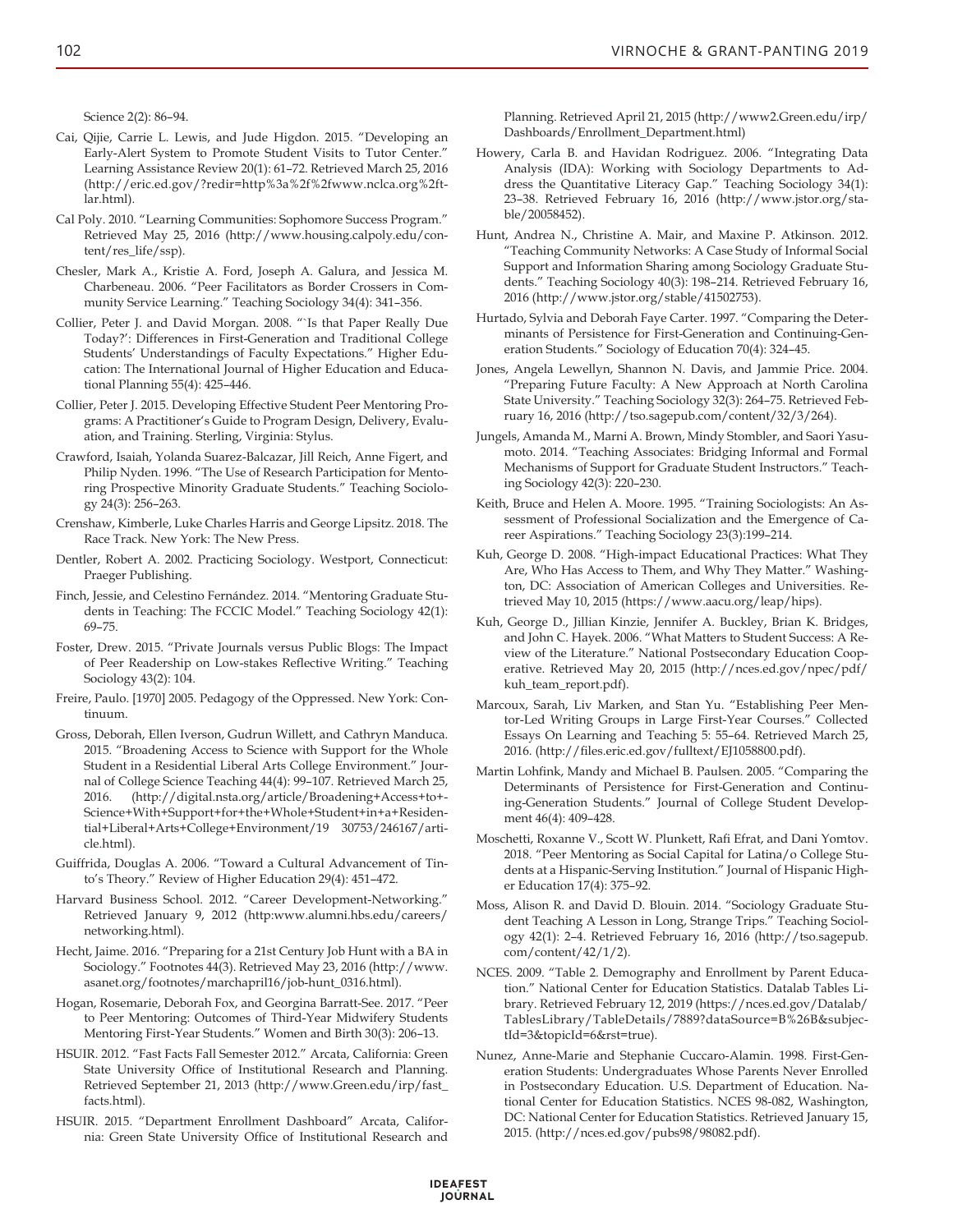Science 2(2): 86–94.

Cai, Qijie, Carrie L. Lewis, and Jude Higdon. 2015. "Developing an Early-Alert System to Promote Student Visits to Tutor Center." Learning Assistance Review 20(1): 61–72. Retrieved March 25, 2016 (http://eric.ed.gov/?redir=http%3a%2f%2fwww.nclca.org%2ftlar.html).

Cal Poly. 2010. "Learning Communities: Sophomore Success Program." Retrieved May 25, 2016 (http://www.housing.calpoly.edu/content/res_life/ssp).

Chesler, Mark A., Kristie A. Ford, Joseph A. Galura, and Jessica M. Charbeneau. 2006. "Peer Facilitators as Border Crossers in Community Service Learning." Teaching Sociology 34(4): 341–356.

Collier, Peter J. and David Morgan. 2008. "'Is that Paper Really Due Today?': Differences in First-Generation and Traditional College Students' Understandings of Faculty Expectations." Higher Education: The International Journal of Higher Education and Educational Planning 55(4): 425–446.

Collier, Peter J. 2015. Developing Effective Student Peer Mentoring Programs: A Practitioner's Guide to Program Design, Delivery, Evaluation, and Training. Sterling, Virginia: Stylus.

Crawford, Isaiah, Yolanda Suarez-Balcazar, Jill Reich, Anne Figert, and Philip Nyden. 1996. "The Use of Research Participation for Mentoring Prospective Minority Graduate Students." Teaching Sociology 24(3): 256–263.

Crenshaw, Kimberle, Luke Charles Harris and George Lipsitz. 2018. The Race Track. New York: The New Press.

Dentler, Robert A. 2002. Practicing Sociology. Westport, Connecticut: Praeger Publishing.

Finch, Jessie, and Celestino Fernández. 2014. "Mentoring Graduate Students in Teaching: The FCCIC Model." Teaching Sociology 42(1): 69–75.

Foster, Drew. 2015. "Private Journals versus Public Blogs: The Impact of Peer Readership on Low-stakes Reflective Writing." Teaching Sociology 43(2): 104.

Freire, Paulo. [1970] 2005. Pedagogy of the Oppressed. New York: Continuum.

Gross, Deborah, Ellen Iverson, Gudrun Willett, and Cathryn Manduca. 2015. "Broadening Access to Science with Support for the Whole Student in a Residential Liberal Arts College Environment." Journal of College Science Teaching 44(4): 99–107. Retrieved March 25, 2016. (http://digital.nsta.org/article/Broadening+Access+to+Science+With+Support+for+the+Whole+Student+in+a+Residential+Liberal+Arts+College+Environment/19 30753/246167/article.html).

Guiffrida, Douglas A. 2006. "Toward a Cultural Advancement of Tinto's Theory." Review of Higher Education 29(4): 451–472.

Harvard Business School. 2012. "Career Development-Networking." Retrieved January 9, 2012 (http:www.alumni.hbs.edu/careers/networking.html).

Hecht, Jaime. 2016. "Preparing for a 21st Century Job Hunt with a BA in Sociology." Footnotes 44(3). Retrieved May 23, 2016 (http://www.asanet.org/footnotes/marchapril16/job-hunt_0316.html).

Hogan, Rosemarie, Deborah Fox, and Georgina Barratt-See. 2017. "Peer to Peer Mentoring: Outcomes of Third-Year Midwifery Students Mentoring First-Year Students." Women and Birth 30(3): 206–13.

HSUIR. 2012. "Fast Facts Fall Semester 2012." Arcata, California: Green State University Office of Institutional Research and Planning. Retrieved September 21, 2013 (http://www.Green.edu/irp/fast_facts.html).

HSUIR. 2015. "Department Enrollment Dashboard" Arcata, California: Green State University Office of Institutional Research and Planning. Retrieved April 21, 2015 (http://www2.Green.edu/irp/Dashboards/Enrollment_Department.html)

Howery, Carla B. and Havidan Rodriguez. 2006. "Integrating Data Analysis (IDA): Working with Sociology Departments to Address the Quantitative Literacy Gap." Teaching Sociology 34(1): 23–38. Retrieved February 16, 2016 (http://www.jstor.org/stable/20058452).

Hunt, Andrea N., Christine A. Mair, and Maxine P. Atkinson. 2012. "Teaching Community Networks: A Case Study of Informal Social Support and Information Sharing among Sociology Graduate Students." Teaching Sociology 40(3): 198–214. Retrieved February 16, 2016 (http://www.jstor.org/stable/41502753).

Hurtado, Sylvia and Deborah Faye Carter. 1997. "Comparing the Determinants of Persistence for First-Generation and Continuing-Generation Students." Sociology of Education 70(4): 324–45.

Jones, Angela Lewellyn, Shannon N. Davis, and Jammie Price. 2004. "Preparing Future Faculty: A New Approach at North Carolina State University." Teaching Sociology 32(3): 264–75. Retrieved February 16, 2016 (http://tso.sagepub.com/content/32/3/264).

Jungels, Amanda M., Marni A. Brown, Mindy Stombler, and Saori Yasumoto. 2014. "Teaching Associates: Bridging Informal and Formal Mechanisms of Support for Graduate Student Instructors." Teaching Sociology 42(3): 220–230.

Keith, Bruce and Helen A. Moore. 1995. "Training Sociologists: An Assessment of Professional Socialization and the Emergence of Career Aspirations." Teaching Sociology 23(3):199–214.

Kuh, George D. 2008. "High-impact Educational Practices: What They Are, Who Has Access to Them, and Why They Matter." Washington, DC: Association of American Colleges and Universities. Retrieved May 10, 2015 (https://www.aacu.org/leap/hips).

Kuh, George D., Jillian Kinzie, Jennifer A. Buckley, Brian K. Bridges, and John C. Hayek. 2006. "What Matters to Student Success: A Review of the Literature." National Postsecondary Education Cooperative. Retrieved May 20, 2015 (http://nces.ed.gov/npec/pdf/kuh_team_report.pdf).

Marcoux, Sarah, Liv Marken, and Stan Yu. "Establishing Peer Mentor-Led Writing Groups in Large First-Year Courses." Collected Essays On Learning and Teaching 5: 55–64. Retrieved March 25, 2016. (http://files.eric.ed.gov/fulltext/EJ1058800.pdf).

Martin Lohfink, Mandy and Michael B. Paulsen. 2005. "Comparing the Determinants of Persistence for First-Generation and Continuing-Generation Students." Journal of College Student Development 46(4): 409–428.

Moschetti, Roxanne V., Scott W. Plunkett, Rafi Efrat, and Dani Yomtov. 2018. "Peer Mentoring as Social Capital for Latina/o College Students at a Hispanic-Serving Institution." Journal of Hispanic Higher Education 17(4): 375–92.

Moss, Alison R. and David D. Blouin. 2014. "Sociology Graduate Student Teaching A Lesson in Long, Strange Trips." Teaching Sociology 42(1): 2–4. Retrieved February 16, 2016 (http://tso.sagepub.com/content/42/1/2).

NCES. 2009. "Table 2. Demography and Enrollment by Parent Education." National Center for Education Statistics. Datalab Tables Library. Retrieved February 12, 2019 (https://nces.ed.gov/Datalab/TablesLibrary/TableDetails/7889?dataSource=B%26B&subjectId=3&topicId=6&rst=true).

Nunez, Anne-Marie and Stephanie Cuccaro-Alamin. 1998. First-Generation Students: Undergraduates Whose Parents Never Enrolled in Postsecondary Education. U.S. Department of Education. National Center for Education Statistics. NCES 98-082, Washington, DC: National Center for Education Statistics. Retrieved January 15, 2015. (http://nces.ed.gov/pubs98/98082.pdf).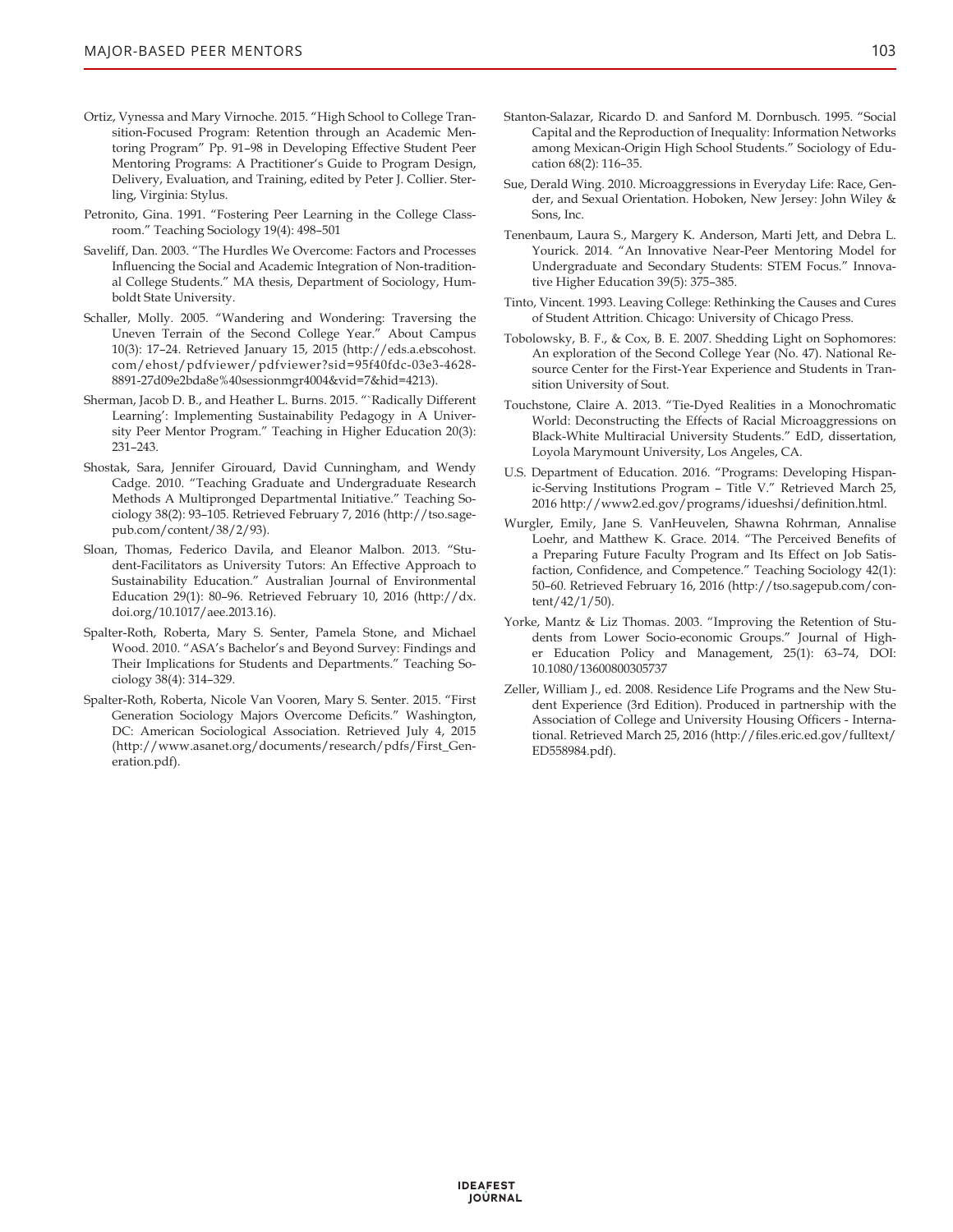Ortiz, Vynessa and Mary Virnoche. 2015. "High School to College Transition-Focused Program: Retention through an Academic Mentoring Program" Pp. 91–98 in Developing Effective Student Peer Mentoring Programs: A Practitioner's Guide to Program Design, Delivery, Evaluation, and Training, edited by Peter J. Collier. Sterling, Virginia: Stylus.

Petronito, Gina. 1991. "Fostering Peer Learning in the College Classroom." Teaching Sociology 19(4): 498–501

Saveliff, Dan. 2003. "The Hurdles We Overcome: Factors and Processes Influencing the Social and Academic Integration of Non-traditional College Students." MA thesis, Department of Sociology, Humboldt State University.

Schaller, Molly. 2005. "Wandering and Wondering: Traversing the Uneven Terrain of the Second College Year." About Campus 10(3): 17–24. Retrieved January 15, 2015 (http://eds.a.ebscohost.com/ehost/pdfviewer/pdfviewer?sid=95f40fdc-03e3-4628-8891-27d09e2bda8e%40sessionmgr4004&vid=7&hid=4213).

Sherman, Jacob D. B., and Heather L. Burns. 2015. "`Radically Different Learning': Implementing Sustainability Pedagogy in A University Peer Mentor Program." Teaching in Higher Education 20(3): 231–243.

Shostak, Sara, Jennifer Girouard, David Cunningham, and Wendy Cadge. 2010. "Teaching Graduate and Undergraduate Research Methods A Multipronged Departmental Initiative." Teaching Sociology 38(2): 93–105. Retrieved February 7, 2016 (http://tso.sagepub.com/content/38/2/93).

Sloan, Thomas, Federico Davila, and Eleanor Malbon. 2013. "Student-Facilitators as University Tutors: An Effective Approach to Sustainability Education." Australian Journal of Environmental Education 29(1): 80–96. Retrieved February 10, 2016 (http://dx.doi.org/10.1017/aee.2013.16).

Spalter-Roth, Roberta, Mary S. Senter, Pamela Stone, and Michael Wood. 2010. "ASA's Bachelor's and Beyond Survey: Findings and Their Implications for Students and Departments." Teaching Sociology 38(4): 314–329.

Spalter-Roth, Roberta, Nicole Van Vooren, Mary S. Senter. 2015. "First Generation Sociology Majors Overcome Deficits." Washington, DC: American Sociological Association. Retrieved July 4, 2015 (http://www.asanet.org/documents/research/pdfs/First_Generation.pdf).

Stanton-Salazar, Ricardo D. and Sanford M. Dornbusch. 1995. "Social Capital and the Reproduction of Inequality: Information Networks among Mexican-Origin High School Students." Sociology of Education 68(2): 116–35.

Sue, Derald Wing. 2010. Microaggressions in Everyday Life: Race, Gender, and Sexual Orientation. Hoboken, New Jersey: John Wiley & Sons, Inc.

Tenenbaum, Laura S., Margery K. Anderson, Marti Jett, and Debra L. Yourick. 2014. "An Innovative Near-Peer Mentoring Model for Undergraduate and Secondary Students: STEM Focus." Innovative Higher Education 39(5): 375–385.

Tinto, Vincent. 1993. Leaving College: Rethinking the Causes and Cures of Student Attrition. Chicago: University of Chicago Press.

Tobolowsky, B. F., & Cox, B. E. 2007. Shedding Light on Sophomores: An exploration of the Second College Year (No. 47). National Resource Center for the First-Year Experience and Students in Transition University of Sout.

Touchstone, Claire A. 2013. "Tie-Dyed Realities in a Monochromatic World: Deconstructing the Effects of Racial Microaggressions on Black-White Multiracial University Students." EdD, dissertation, Loyola Marymount University, Los Angeles, CA.

U.S. Department of Education. 2016. "Programs: Developing Hispanic-Serving Institutions Program – Title V." Retrieved March 25, 2016 http://www2.ed.gov/programs/idueshsi/definition.html.

Wurgler, Emily, Jane S. VanHeuvelen, Shawna Rohrman, Annalise Loehr, and Matthew K. Grace. 2014. "The Perceived Benefits of a Preparing Future Faculty Program and Its Effect on Job Satisfaction, Confidence, and Competence." Teaching Sociology 42(1): 50–60. Retrieved February 16, 2016 (http://tso.sagepub.com/content/42/1/50).

Yorke, Mantz & Liz Thomas. 2003. "Improving the Retention of Students from Lower Socio-economic Groups." Journal of Higher Education Policy and Management, 25(1): 63–74, DOI: 10.1080/13600800305737

Zeller, William J., ed. 2008. Residence Life Programs and the New Student Experience (3rd Edition). Produced in partnership with the Association of College and University Housing Officers - International. Retrieved March 25, 2016 (http://files.eric.ed.gov/fulltext/ED558984.pdf).